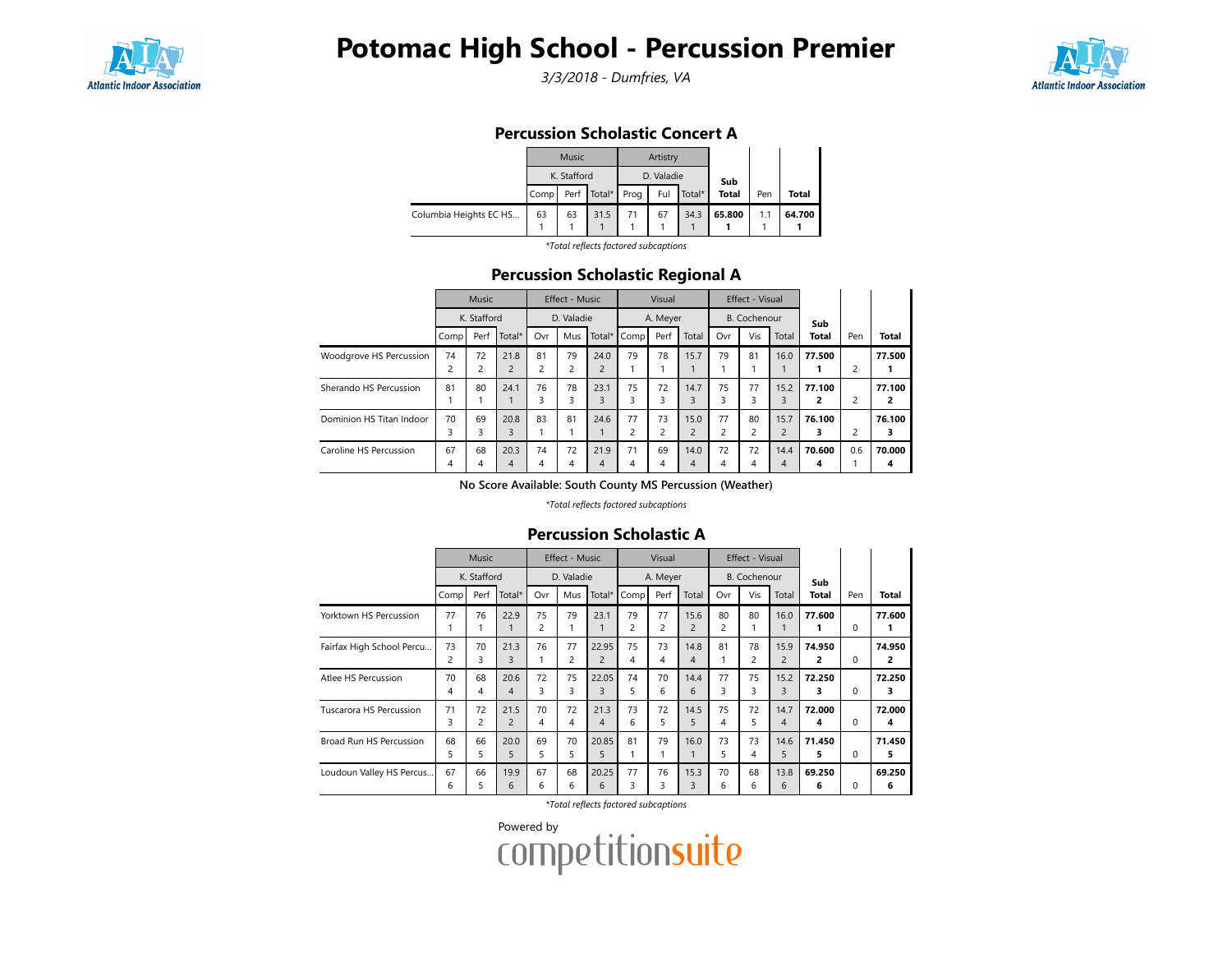# Potomac High School - Percussion Premier

*3/3/2018 - Dumfries, VA*

## Percussion Scholastic Concert A

| | Music | | | Artistry | | | Sub Total | Pen | Total |
|---|---|---|---|---|---|---|---|---|---|
| | K. Stafford | | | D. Valadie | | | | | |
| | Comp | Perf | Total* | Prog | Ful | Total* | | | |
| Columbia Heights EC HS... | 63<br>1 | 63<br>1 | 31.5<br>1 | 71<br>1 | 67<br>1 | 34.3<br>1 | **65.800**<br>**1** | 1.1<br>1 | **64.700**<br>**1** |

*\*Total reflects factored subcaptions*

## Percussion Scholastic Regional A

| | Music | | | Effect - Music | | | Visual | | | Effect - Visual | | | Sub Total | Pen | Total |
|---|---|---|---|---|---|---|---|---|---|---|---|---|---|---|---|
| | K. Stafford | | | D. Valadie | | | A. Meyer | | | B. Cochenour | | | | | |
| | Comp | Perf | Total* | Ovr | Mus | Total* | Comp | Perf | Total | Ovr | Vis | Total | | | |
| Woodgrove HS Percussion | 74<br>2 | 72<br>2 | 21.8<br>2 | 81<br>2 | 79<br>2 | 24.0<br>2 | 79<br>1 | 78<br>1 | 15.7<br>1 | 79<br>1 | 81<br>1 | 16.0<br>1 | **77.500**<br>**1** | 2 | **77.500**<br>**1** |
| Sherando HS Percussion | 81<br>1 | 80<br>1 | 24.1<br>1 | 76<br>3 | 78<br>3 | 23.1<br>3 | 75<br>3 | 72<br>3 | 14.7<br>3 | 75<br>3 | 77<br>3 | 15.2<br>3 | **77.100**<br>**2** | 2 | **77.100**<br>**2** |
| Dominion HS Titan Indoor | 70<br>3 | 69<br>3 | 20.8<br>3 | 83<br>1 | 81<br>1 | 24.6<br>1 | 77<br>2 | 73<br>2 | 15.0<br>2 | 77<br>2 | 80<br>2 | 15.7<br>2 | **76.100**<br>**3** | 2 | **76.100**<br>**3** |
| Caroline HS Percussion | 67<br>4 | 68<br>4 | 20.3<br>4 | 74<br>4 | 72<br>4 | 21.9<br>4 | 71<br>4 | 69<br>4 | 14.0<br>4 | 72<br>4 | 72<br>4 | 14.4<br>4 | **70.600**<br>**4** | 0.6<br>1 | **70.000**<br>**4** |

**No Score Available: South County MS Percussion (Weather)**

*\*Total reflects factored subcaptions*

## Percussion Scholastic A

| | Music | | | Effect - Music | | | Visual | | | Effect - Visual | | | Sub Total | Pen | Total |
|---|---|---|---|---|---|---|---|---|---|---|---|---|---|---|---|
| | K. Stafford | | | D. Valadie | | | A. Meyer | | | B. Cochenour | | | | | |
| | Comp | Perf | Total* | Ovr | Mus | Total* | Comp | Perf | Total | Ovr | Vis | Total | | | |
| Yorktown HS Percussion | 77<br>1 | 76<br>1 | 22.9<br>1 | 75<br>2 | 79<br>1 | 23.1<br>1 | 79<br>2 | 77<br>2 | 15.6<br>2 | 80<br>2 | 80<br>1 | 16.0<br>1 | **77.600**<br>**1** | 0 | **77.600**<br>**1** |
| Fairfax High School Percu... | 73<br>2 | 70<br>3 | 21.3<br>3 | 76<br>1 | 77<br>2 | 22.95<br>2 | 75<br>4 | 73<br>4 | 14.8<br>4 | 81<br>1 | 78<br>2 | 15.9<br>2 | **74.950**<br>**2** | 0 | **74.950**<br>**2** |
| Atlee HS Percussion | 70<br>4 | 68<br>4 | 20.6<br>4 | 72<br>3 | 75<br>3 | 22.05<br>3 | 74<br>5 | 70<br>6 | 14.4<br>6 | 77<br>3 | 75<br>3 | 15.2<br>3 | **72.250**<br>**3** | 0 | **72.250**<br>**3** |
| Tuscarora HS Percussion | 71<br>3 | 72<br>2 | 21.5<br>2 | 70<br>4 | 72<br>4 | 21.3<br>4 | 73<br>6 | 72<br>5 | 14.5<br>5 | 75<br>4 | 72<br>5 | 14.7<br>4 | **72.000**<br>**4** | 0 | **72.000**<br>**4** |
| Broad Run HS Percussion | 68<br>5 | 66<br>5 | 20.0<br>5 | 69<br>5 | 70<br>5 | 20.85<br>5 | 81<br>1 | 79<br>1 | 16.0<br>1 | 73<br>5 | 73<br>4 | 14.6<br>5 | **71.450**<br>**5** | 0 | **71.450**<br>**5** |
| Loudoun Valley HS Percus... | 67<br>6 | 66<br>5 | 19.9<br>6 | 67<br>6 | 68<br>6 | 20.25<br>6 | 77<br>3 | 76<br>3 | 15.3<br>3 | 70<br>6 | 68<br>6 | 13.8<br>6 | **69.250**<br>**6** | 0 | **69.250**<br>**6** |

*\*Total reflects factored subcaptions*

Powered by competitionsuite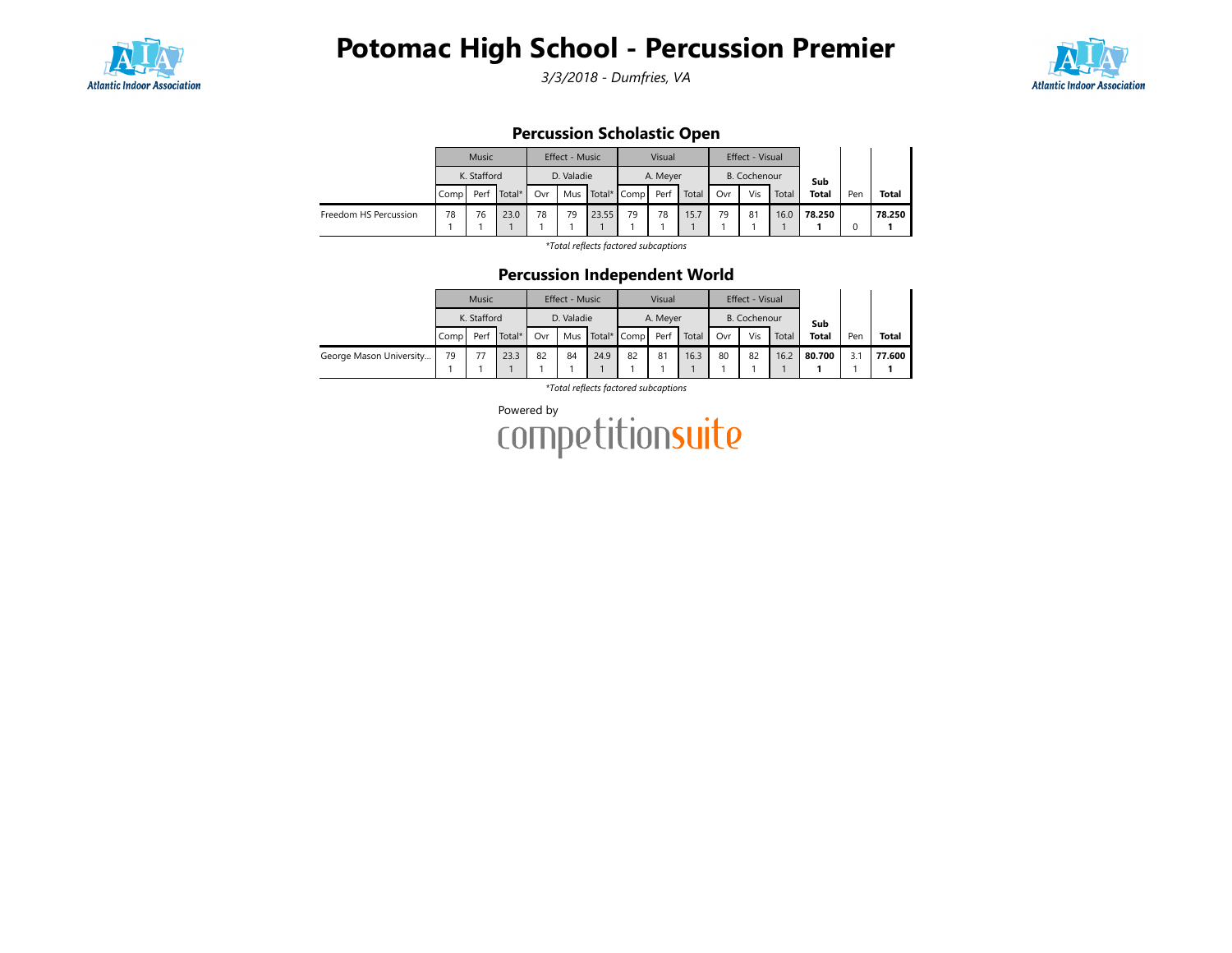# Potomac High School - Percussion Premier

*3/3/2018 - Dumfries, VA*

## Percussion Scholastic Open

| | Music | | | Effect - Music | | | Visual | | | Effect - Visual | | | Sub Total | Pen | Total |
|---|---|---|---|---|---|---|---|---|---|---|---|---|---|---|---|
| | K. Stafford | | | D. Valadie | | | A. Meyer | | | B. Cochenour | | | | | |
| | Comp | Perf | Total* | Ovr | Mus | Total* | Comp | Perf | Total | Ovr | Vis | Total | | | |
| Freedom HS Percussion | 78<br>1 | 76<br>1 | 23.0<br>1 | 78<br>1 | 79<br>1 | 23.55<br>1 | 79<br>1 | 78<br>1 | 15.7<br>1 | 79<br>1 | 81<br>1 | 16.0<br>1 | **78.250**<br>**1** | 0 | **78.250**<br>**1** |

*\*Total reflects factored subcaptions*

## Percussion Independent World

| | Music | | | Effect - Music | | | Visual | | | Effect - Visual | | | Sub Total | Pen | Total |
|---|---|---|---|---|---|---|---|---|---|---|---|---|---|---|---|
| | K. Stafford | | | D. Valadie | | | A. Meyer | | | B. Cochenour | | | | | |
| | Comp | Perf | Total* | Ovr | Mus | Total* | Comp | Perf | Total | Ovr | Vis | Total | | | |
| George Mason University... | 79<br>1 | 77<br>1 | 23.3<br>1 | 82<br>1 | 84<br>1 | 24.9<br>1 | 82<br>1 | 81<br>1 | 16.3<br>1 | 80<br>1 | 82<br>1 | 16.2<br>1 | **80.700**<br>**1** | 3.1<br>1 | **77.600**<br>**1** |

*\*Total reflects factored subcaptions*

Powered by competitionsuite